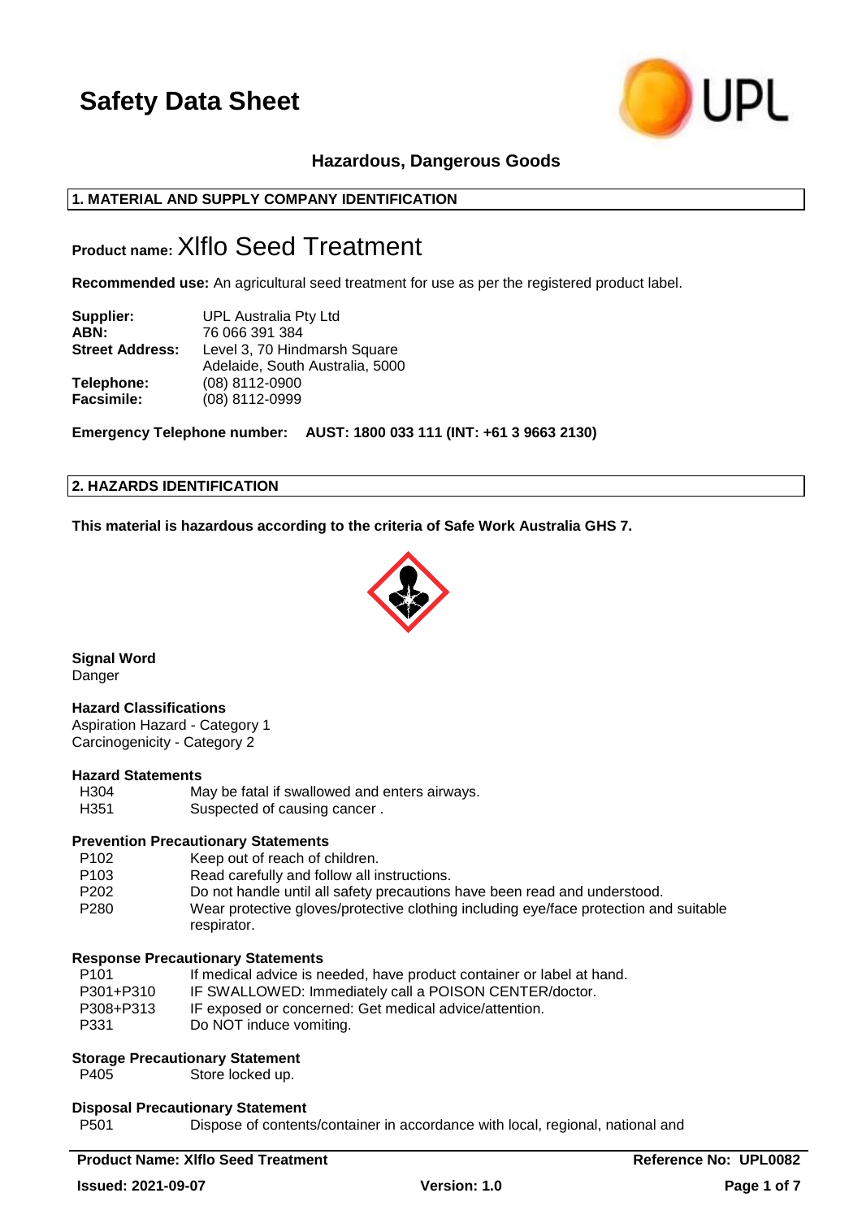# Safety Data Sheet

**Hazardous, Dangerous Goods**

## 1. MATERIAL AND SUPPLY COMPANY IDENTIFICATION

**Product name:** Xlflo Seed Treatment

**Recommended use:** An agricultural seed treatment for use as per the registered product label.

| | |
|---|---|
| **Supplier:** | UPL Australia Pty Ltd |
| **ABN:** | 76 066 391 384 |
| **Street Address:** | Level 3, 70 Hindmarsh Square<br>Adelaide, South Australia, 5000 |
| **Telephone:** | (08) 8112-0900 |
| **Facsimile:** | (08) 8112-0999 |

**Emergency Telephone number: AUST: 1800 033 111 (INT: +61 3 9663 2130)**

## 2. HAZARDS IDENTIFICATION

**This material is hazardous according to the criteria of Safe Work Australia GHS 7.**

**Signal Word**
Danger

**Hazard Classifications**
Aspiration Hazard - Category 1
Carcinogenicity - Category 2

**Hazard Statements**

| | |
|---|---|
| H304 | May be fatal if swallowed and enters airways. |
| H351 | Suspected of causing cancer . |

**Prevention Precautionary Statements**

| | |
|---|---|
| P102 | Keep out of reach of children. |
| P103 | Read carefully and follow all instructions. |
| P202 | Do not handle until all safety precautions have been read and understood. |
| P280 | Wear protective gloves/protective clothing including eye/face protection and suitable respirator. |

**Response Precautionary Statements**

| | |
|---|---|
| P101 | If medical advice is needed, have product container or label at hand. |
| P301+P310 | IF SWALLOWED: Immediately call a POISON CENTER/doctor. |
| P308+P313 | IF exposed or concerned: Get medical advice/attention. |
| P331 | Do NOT induce vomiting. |

**Storage Precautionary Statement**

| | |
|---|---|
| P405 | Store locked up. |

**Disposal Precautionary Statement**

| | |
|---|---|
| P501 | Dispose of contents/container in accordance with local, regional, national and |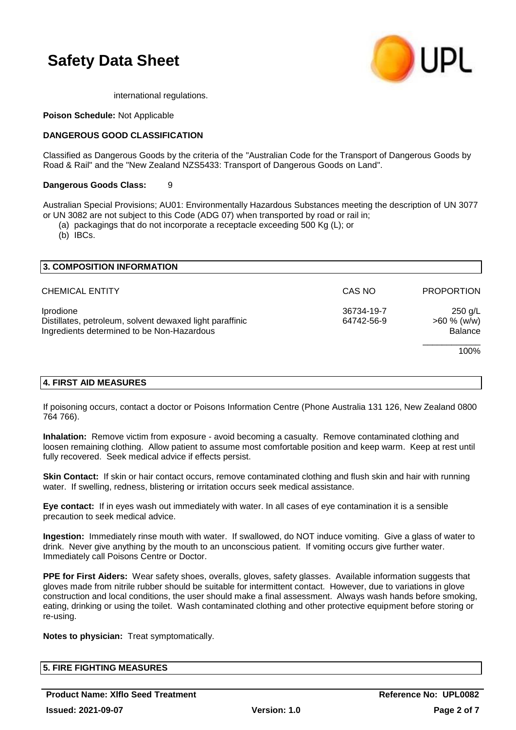international regulations.

**Poison Schedule:** Not Applicable

**DANGEROUS GOOD CLASSIFICATION**

Classified as Dangerous Goods by the criteria of the "Australian Code for the Transport of Dangerous Goods by Road & Rail" and the "New Zealand NZS5433: Transport of Dangerous Goods on Land".

**Dangerous Goods Class:** 9

Australian Special Provisions; AU01: Environmentally Hazardous Substances meeting the description of UN 3077 or UN 3082 are not subject to this Code (ADG 07) when transported by road or rail in;

(a) packagings that do not incorporate a receptacle exceeding 500 Kg (L); or
(b) IBCs.

## 3. COMPOSITION INFORMATION

| CHEMICAL ENTITY | CAS NO | PROPORTION |
|---|---|---|
| Iprodione | 36734-19-7 | 250 g/L |
| Distillates, petroleum, solvent dewaxed light paraffinic | 64742-56-9 | >60 % (w/w) |
| Ingredients determined to be Non-Hazardous | | Balance |
| | | 100% |

## 4. FIRST AID MEASURES

If poisoning occurs, contact a doctor or Poisons Information Centre (Phone Australia 131 126, New Zealand 0800 764 766).

**Inhalation:** Remove victim from exposure - avoid becoming a casualty. Remove contaminated clothing and loosen remaining clothing. Allow patient to assume most comfortable position and keep warm. Keep at rest until fully recovered. Seek medical advice if effects persist.

**Skin Contact:** If skin or hair contact occurs, remove contaminated clothing and flush skin and hair with running water. If swelling, redness, blistering or irritation occurs seek medical assistance.

**Eye contact:** If in eyes wash out immediately with water. In all cases of eye contamination it is a sensible precaution to seek medical advice.

**Ingestion:** Immediately rinse mouth with water. If swallowed, do NOT induce vomiting. Give a glass of water to drink. Never give anything by the mouth to an unconscious patient. If vomiting occurs give further water. Immediately call Poisons Centre or Doctor.

**PPE for First Aiders:** Wear safety shoes, overalls, gloves, safety glasses. Available information suggests that gloves made from nitrile rubber should be suitable for intermittent contact. However, due to variations in glove construction and local conditions, the user should make a final assessment. Always wash hands before smoking, eating, drinking or using the toilet. Wash contaminated clothing and other protective equipment before storing or re-using.

**Notes to physician:** Treat symptomatically.

## 5. FIRE FIGHTING MEASURES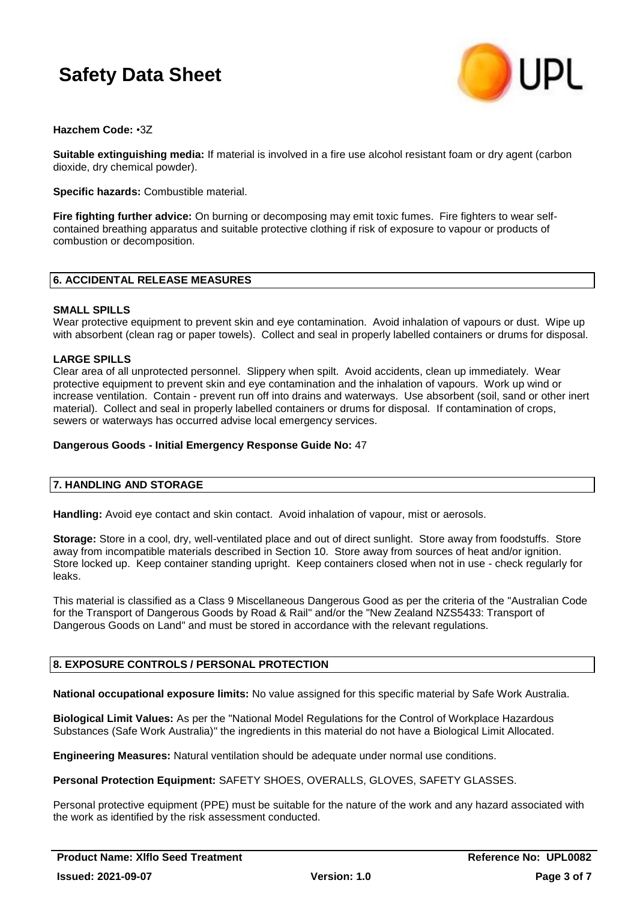**Hazchem Code:** •3Z

**Suitable extinguishing media:** If material is involved in a fire use alcohol resistant foam or dry agent (carbon dioxide, dry chemical powder).

**Specific hazards:** Combustible material.

**Fire fighting further advice:** On burning or decomposing may emit toxic fumes. Fire fighters to wear self-contained breathing apparatus and suitable protective clothing if risk of exposure to vapour or products of combustion or decomposition.

## 6. ACCIDENTAL RELEASE MEASURES

**SMALL SPILLS**

Wear protective equipment to prevent skin and eye contamination. Avoid inhalation of vapours or dust. Wipe up with absorbent (clean rag or paper towels). Collect and seal in properly labelled containers or drums for disposal.

**LARGE SPILLS**

Clear area of all unprotected personnel. Slippery when spilt. Avoid accidents, clean up immediately. Wear protective equipment to prevent skin and eye contamination and the inhalation of vapours. Work up wind or increase ventilation. Contain - prevent run off into drains and waterways. Use absorbent (soil, sand or other inert material). Collect and seal in properly labelled containers or drums for disposal. If contamination of crops, sewers or waterways has occurred advise local emergency services.

**Dangerous Goods - Initial Emergency Response Guide No:** 47

## 7. HANDLING AND STORAGE

**Handling:** Avoid eye contact and skin contact. Avoid inhalation of vapour, mist or aerosols.

**Storage:** Store in a cool, dry, well-ventilated place and out of direct sunlight. Store away from foodstuffs. Store away from incompatible materials described in Section 10. Store away from sources of heat and/or ignition. Store locked up. Keep container standing upright. Keep containers closed when not in use - check regularly for leaks.

This material is classified as a Class 9 Miscellaneous Dangerous Good as per the criteria of the "Australian Code for the Transport of Dangerous Goods by Road & Rail" and/or the "New Zealand NZS5433: Transport of Dangerous Goods on Land" and must be stored in accordance with the relevant regulations.

## 8. EXPOSURE CONTROLS / PERSONAL PROTECTION

**National occupational exposure limits:** No value assigned for this specific material by Safe Work Australia.

**Biological Limit Values:** As per the "National Model Regulations for the Control of Workplace Hazardous Substances (Safe Work Australia)" the ingredients in this material do not have a Biological Limit Allocated.

**Engineering Measures:** Natural ventilation should be adequate under normal use conditions.

**Personal Protection Equipment:** SAFETY SHOES, OVERALLS, GLOVES, SAFETY GLASSES.

Personal protective equipment (PPE) must be suitable for the nature of the work and any hazard associated with the work as identified by the risk assessment conducted.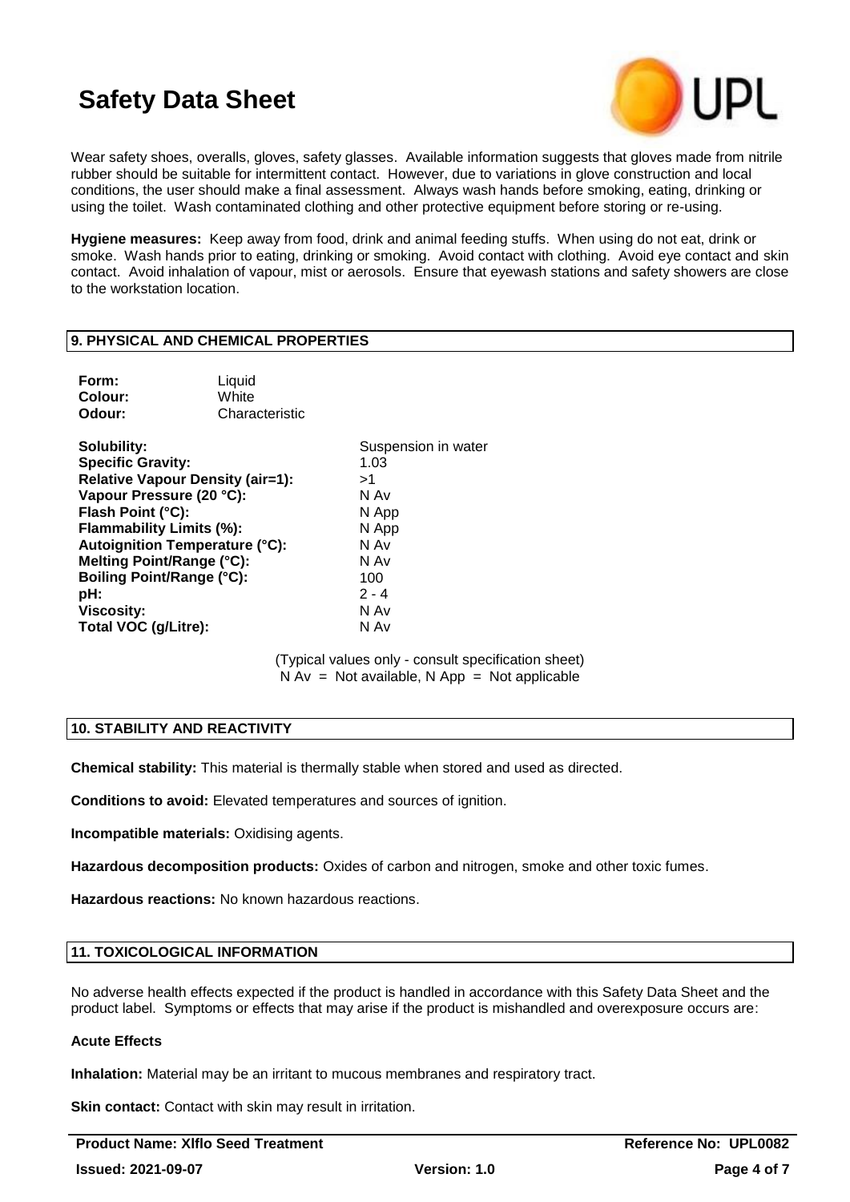Wear safety shoes, overalls, gloves, safety glasses. Available information suggests that gloves made from nitrile rubber should be suitable for intermittent contact. However, due to variations in glove construction and local conditions, the user should make a final assessment. Always wash hands before smoking, eating, drinking or using the toilet. Wash contaminated clothing and other protective equipment before storing or re-using.

**Hygiene measures:** Keep away from food, drink and animal feeding stuffs. When using do not eat, drink or smoke. Wash hands prior to eating, drinking or smoking. Avoid contact with clothing. Avoid eye contact and skin contact. Avoid inhalation of vapour, mist or aerosols. Ensure that eyewash stations and safety showers are close to the workstation location.

## 9. PHYSICAL AND CHEMICAL PROPERTIES

| | |
|---|---|
| **Form:** | Liquid |
| **Colour:** | White |
| **Odour:** | Characteristic |

| | |
|---|---|
| **Solubility:** | Suspension in water |
| **Specific Gravity:** | 1.03 |
| **Relative Vapour Density (air=1):** | >1 |
| **Vapour Pressure (20 °C):** | N Av |
| **Flash Point (°C):** | N App |
| **Flammability Limits (%):** | N App |
| **Autoignition Temperature (°C):** | N Av |
| **Melting Point/Range (°C):** | N Av |
| **Boiling Point/Range (°C):** | 100 |
| **pH:** | 2 - 4 |
| **Viscosity:** | N Av |
| **Total VOC (g/Litre):** | N Av |

(Typical values only - consult specification sheet)
N Av = Not available, N App = Not applicable

## 10. STABILITY AND REACTIVITY

**Chemical stability:** This material is thermally stable when stored and used as directed.

**Conditions to avoid:** Elevated temperatures and sources of ignition.

**Incompatible materials:** Oxidising agents.

**Hazardous decomposition products:** Oxides of carbon and nitrogen, smoke and other toxic fumes.

**Hazardous reactions:** No known hazardous reactions.

## 11. TOXICOLOGICAL INFORMATION

No adverse health effects expected if the product is handled in accordance with this Safety Data Sheet and the product label. Symptoms or effects that may arise if the product is mishandled and overexposure occurs are:

**Acute Effects**

**Inhalation:** Material may be an irritant to mucous membranes and respiratory tract.

**Skin contact:** Contact with skin may result in irritation.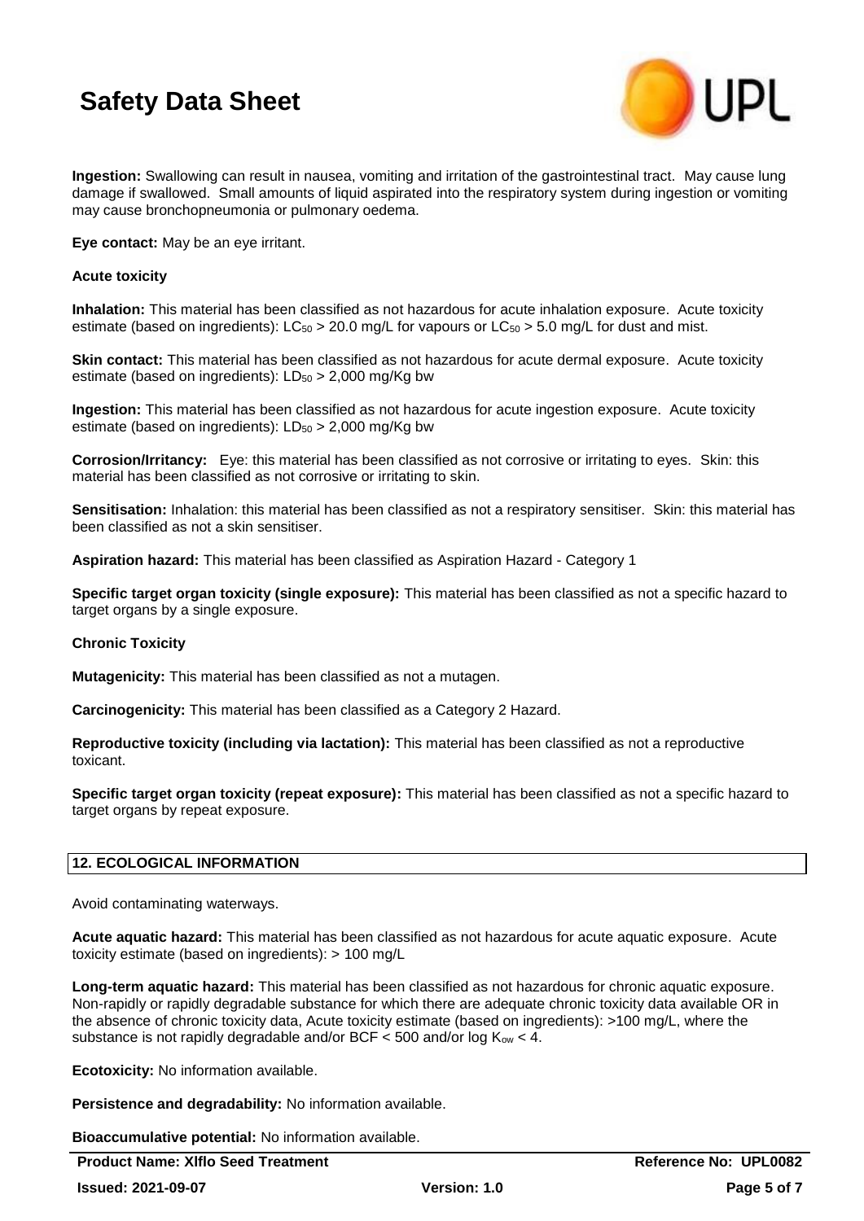**Ingestion:** Swallowing can result in nausea, vomiting and irritation of the gastrointestinal tract. May cause lung damage if swallowed. Small amounts of liquid aspirated into the respiratory system during ingestion or vomiting may cause bronchopneumonia or pulmonary oedema.

**Eye contact:** May be an eye irritant.

**Acute toxicity**

**Inhalation:** This material has been classified as not hazardous for acute inhalation exposure. Acute toxicity estimate (based on ingredients): $LC_{50}$ > 20.0 mg/L for vapours or $LC_{50}$ > 5.0 mg/L for dust and mist.

**Skin contact:** This material has been classified as not hazardous for acute dermal exposure. Acute toxicity estimate (based on ingredients): $LD_{50}$ > 2,000 mg/Kg bw

**Ingestion:** This material has been classified as not hazardous for acute ingestion exposure. Acute toxicity estimate (based on ingredients): $LD_{50}$ > 2,000 mg/Kg bw

**Corrosion/Irritancy:** Eye: this material has been classified as not corrosive or irritating to eyes. Skin: this material has been classified as not corrosive or irritating to skin.

**Sensitisation:** Inhalation: this material has been classified as not a respiratory sensitiser. Skin: this material has been classified as not a skin sensitiser.

**Aspiration hazard:** This material has been classified as Aspiration Hazard - Category 1

**Specific target organ toxicity (single exposure):** This material has been classified as not a specific hazard to target organs by a single exposure.

**Chronic Toxicity**

**Mutagenicity:** This material has been classified as not a mutagen.

**Carcinogenicity:** This material has been classified as a Category 2 Hazard.

**Reproductive toxicity (including via lactation):** This material has been classified as not a reproductive toxicant.

**Specific target organ toxicity (repeat exposure):** This material has been classified as not a specific hazard to target organs by repeat exposure.

## 12. ECOLOGICAL INFORMATION

Avoid contaminating waterways.

**Acute aquatic hazard:** This material has been classified as not hazardous for acute aquatic exposure. Acute toxicity estimate (based on ingredients): > 100 mg/L

**Long-term aquatic hazard:** This material has been classified as not hazardous for chronic aquatic exposure. Non-rapidly or rapidly degradable substance for which there are adequate chronic toxicity data available OR in the absence of chronic toxicity data, Acute toxicity estimate (based on ingredients): >100 mg/L, where the substance is not rapidly degradable and/or BCF < 500 and/or log $K_{ow}$ < 4.

**Ecotoxicity:** No information available.

**Persistence and degradability:** No information available.

**Bioaccumulative potential:** No information available.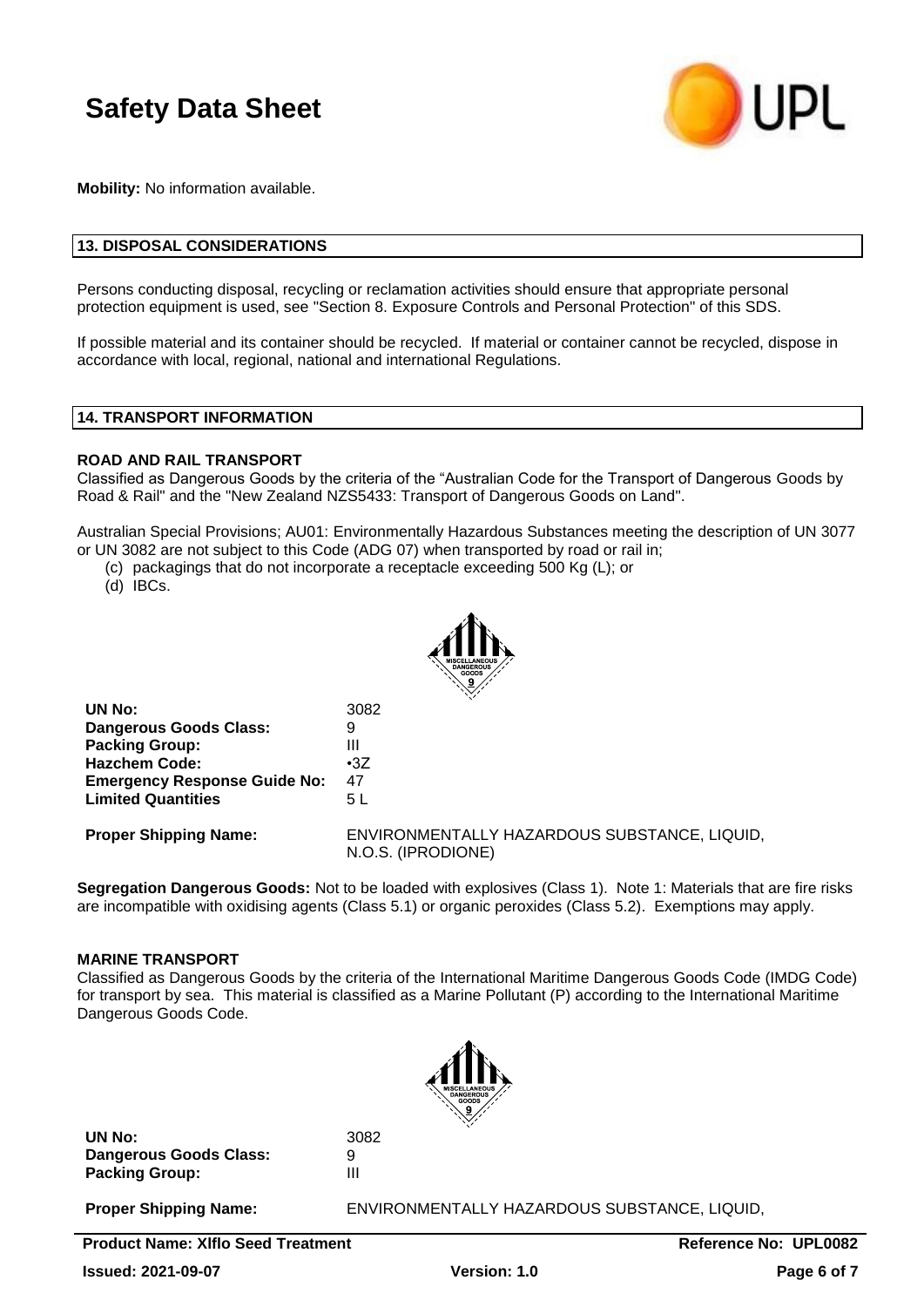**Mobility:** No information available.

## 13. DISPOSAL CONSIDERATIONS

Persons conducting disposal, recycling or reclamation activities should ensure that appropriate personal protection equipment is used, see "Section 8. Exposure Controls and Personal Protection" of this SDS.

If possible material and its container should be recycled. If material or container cannot be recycled, dispose in accordance with local, regional, national and international Regulations.

## 14. TRANSPORT INFORMATION

### ROAD AND RAIL TRANSPORT

Classified as Dangerous Goods by the criteria of the "Australian Code for the Transport of Dangerous Goods by Road & Rail" and the "New Zealand NZS5433: Transport of Dangerous Goods on Land".

Australian Special Provisions; AU01: Environmentally Hazardous Substances meeting the description of UN 3077 or UN 3082 are not subject to this Code (ADG 07) when transported by road or rail in;

(c) packagings that do not incorporate a receptacle exceeding 500 Kg (L); or
(d) IBCs.

| | |
|---|---|
| **UN No:** | 3082 |
| **Dangerous Goods Class:** | 9 |
| **Packing Group:** | III |
| **Hazchem Code:** | •3Z |
| **Emergency Response Guide No:** | 47 |
| **Limited Quantities** | 5 L |
| **Proper Shipping Name:** | ENVIRONMENTALLY HAZARDOUS SUBSTANCE, LIQUID, N.O.S. (IPRODIONE) |

**Segregation Dangerous Goods:** Not to be loaded with explosives (Class 1). Note 1: Materials that are fire risks are incompatible with oxidising agents (Class 5.1) or organic peroxides (Class 5.2). Exemptions may apply.

### MARINE TRANSPORT

Classified as Dangerous Goods by the criteria of the International Maritime Dangerous Goods Code (IMDG Code) for transport by sea. This material is classified as a Marine Pollutant (P) according to the International Maritime Dangerous Goods Code.

| | |
|---|---|
| **UN No:** | 3082 |
| **Dangerous Goods Class:** | 9 |
| **Packing Group:** | III |
| **Proper Shipping Name:** | ENVIRONMENTALLY HAZARDOUS SUBSTANCE, LIQUID, |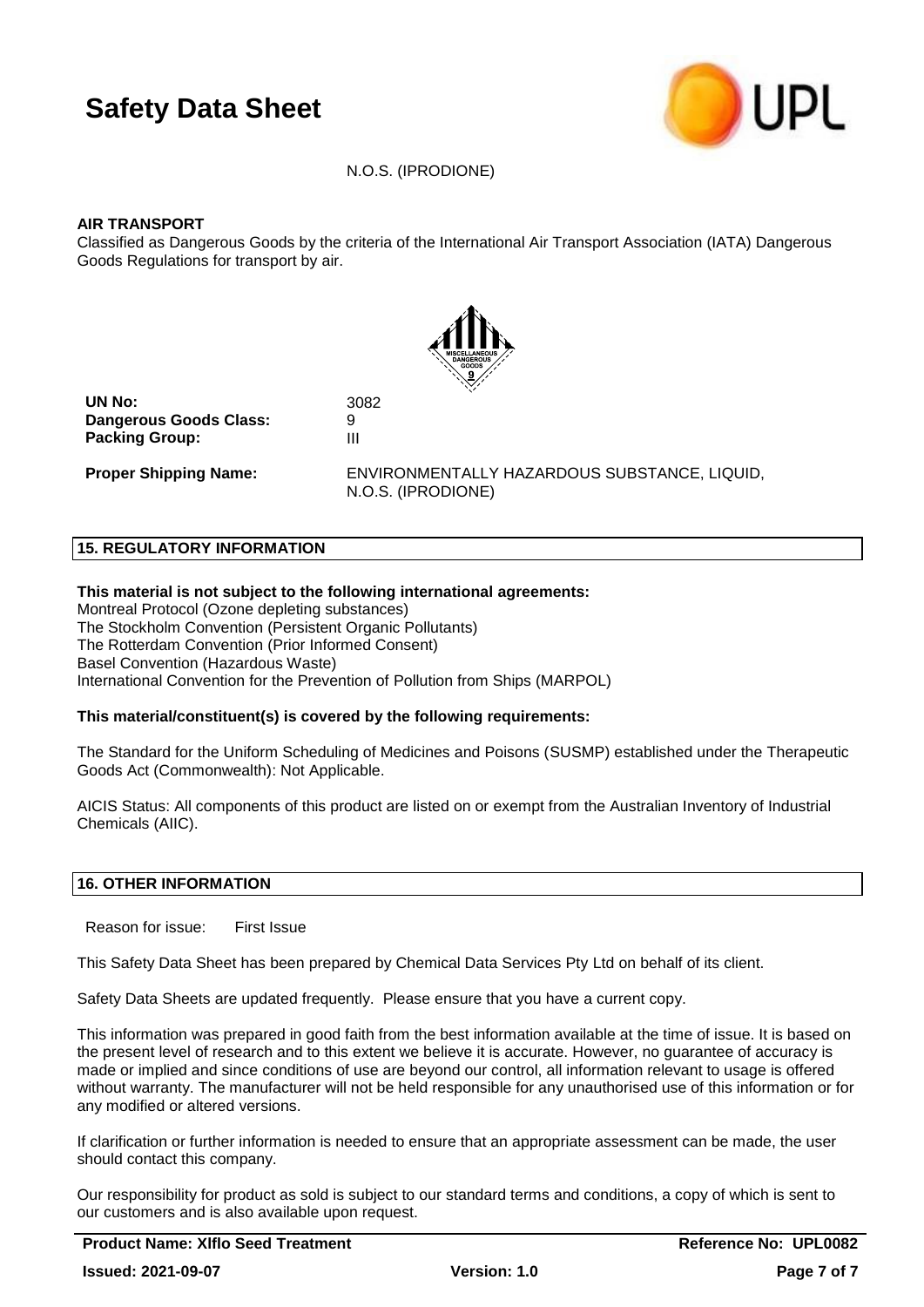N.O.S. (IPRODIONE)

**AIR TRANSPORT**

Classified as Dangerous Goods by the criteria of the International Air Transport Association (IATA) Dangerous Goods Regulations for transport by air.

| | |
|---|---|
| **UN No:** | 3082 |
| **Dangerous Goods Class:** | 9 |
| **Packing Group:** | III |
| **Proper Shipping Name:** | ENVIRONMENTALLY HAZARDOUS SUBSTANCE, LIQUID, N.O.S. (IPRODIONE) |

## 15. REGULATORY INFORMATION

**This material is not subject to the following international agreements:**

Montreal Protocol (Ozone depleting substances)
The Stockholm Convention (Persistent Organic Pollutants)
The Rotterdam Convention (Prior Informed Consent)
Basel Convention (Hazardous Waste)
International Convention for the Prevention of Pollution from Ships (MARPOL)

**This material/constituent(s) is covered by the following requirements:**

The Standard for the Uniform Scheduling of Medicines and Poisons (SUSMP) established under the Therapeutic Goods Act (Commonwealth): Not Applicable.

AICIS Status: All components of this product are listed on or exempt from the Australian Inventory of Industrial Chemicals (AIIC).

## 16. OTHER INFORMATION

Reason for issue: First Issue

This Safety Data Sheet has been prepared by Chemical Data Services Pty Ltd on behalf of its client.

Safety Data Sheets are updated frequently. Please ensure that you have a current copy.

This information was prepared in good faith from the best information available at the time of issue. It is based on the present level of research and to this extent we believe it is accurate. However, no guarantee of accuracy is made or implied and since conditions of use are beyond our control, all information relevant to usage is offered without warranty. The manufacturer will not be held responsible for any unauthorised use of this information or for any modified or altered versions.

If clarification or further information is needed to ensure that an appropriate assessment can be made, the user should contact this company.

Our responsibility for product as sold is subject to our standard terms and conditions, a copy of which is sent to our customers and is also available upon request.